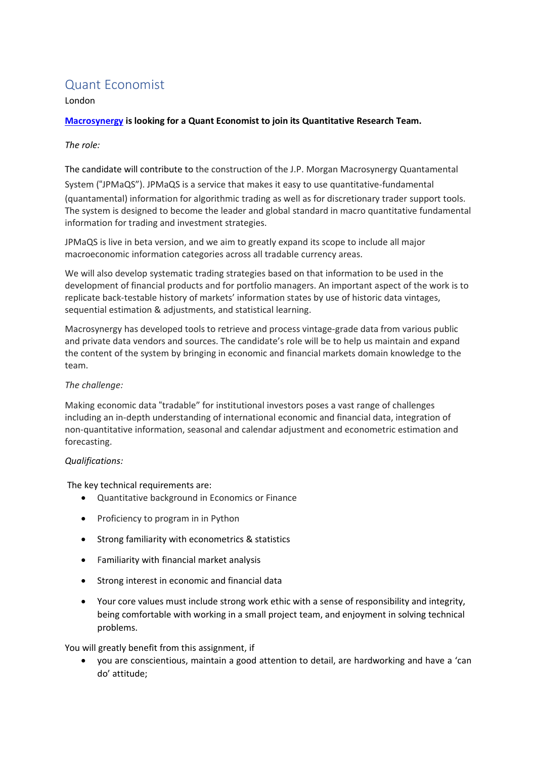# Quant Economist

London

**[Macrosynergy](Macrosynergy) is looking for a Quant Economist to join its Quantitative Research Team.**

*The role:*

The candidate will contribute to the construction of the J.P. Morgan Macrosynergy Quantamental System ("JPMaQS"). JPMaQS is a service that makes it easy to use quantitative-fundamental (quantamental) information for algorithmic trading as well as for discretionary trader support tools. The system is designed to become the leader and global standard in macro quantitative fundamental information for trading and investment strategies.

JPMaQS is live in beta version, and we aim to greatly expand its scope to include all major macroeconomic information categories across all tradable currency areas.

We will also develop systematic trading strategies based on that information to be used in the development of financial products and for portfolio managers. An important aspect of the work is to replicate back-testable history of markets' information states by use of historic data vintages, sequential estimation & adjustments, and statistical learning.

Macrosynergy has developed tools to retrieve and process vintage-grade data from various public and private data vendors and sources. The candidate's role will be to help us maintain and expand the content of the system by bringing in economic and financial markets domain knowledge to the team.

*The challenge:*

Making economic data "tradable" for institutional investors poses a vast range of challenges including an in-depth understanding of international economic and financial data, integration of non-quantitative information, seasonal and calendar adjustment and econometric estimation and forecasting.

*Qualifications:*

The key technical requirements are:

- Quantitative background in Economics or Finance
- Proficiency to program in in Python
- Strong familiarity with econometrics & statistics
- Familiarity with financial market analysis
- Strong interest in economic and financial data
- Your core values must include strong work ethic with a sense of responsibility and integrity, being comfortable with working in a small project team, and enjoyment in solving technical problems.

You will greatly benefit from this assignment, if

- you are conscientious, maintain a good attention to detail, are hardworking and have a 'can do' attitude;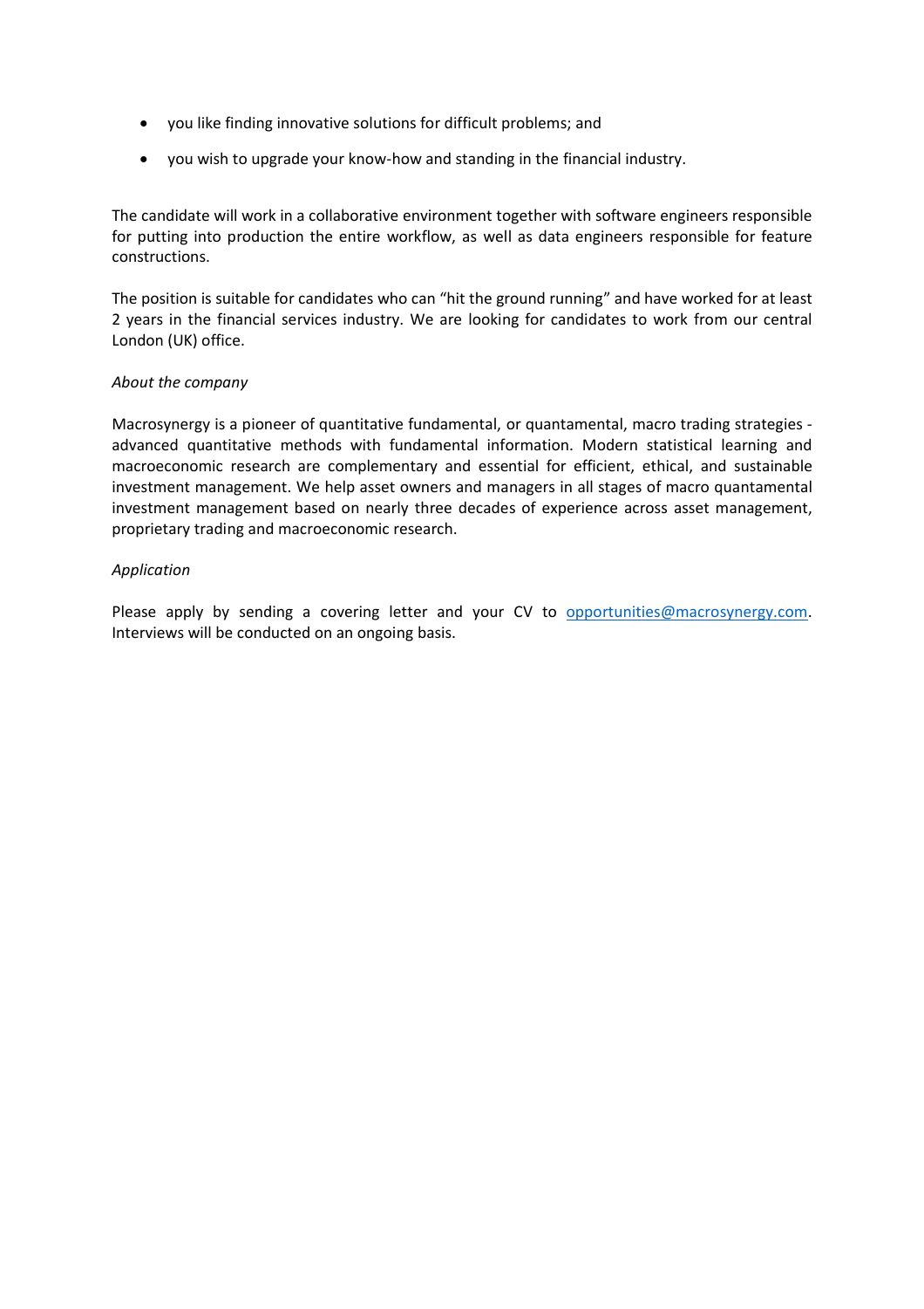- you like finding innovative solutions for difficult problems; and
- you wish to upgrade your know-how and standing in the financial industry.

The candidate will work in a collaborative environment together with software engineers responsible for putting into production the entire workflow, as well as data engineers responsible for feature constructions.

The position is suitable for candidates who can "hit the ground running" and have worked for at least 2 years in the financial services industry. We are looking for candidates to work from our central London (UK) office.

*About the company*

Macrosynergy is a pioneer of quantitative fundamental, or quantamental, macro trading strategies - advanced quantitative methods with fundamental information. Modern statistical learning and macroeconomic research are complementary and essential for efficient, ethical, and sustainable investment management. We help asset owners and managers in all stages of macro quantamental investment management based on nearly three decades of experience across asset management, proprietary trading and macroeconomic research.

*Application*

Please apply by sending a covering letter and your CV to [opportunities@macrosynergy.com](mailto:opportunities@macrosynergy.com). Interviews will be conducted on an ongoing basis.